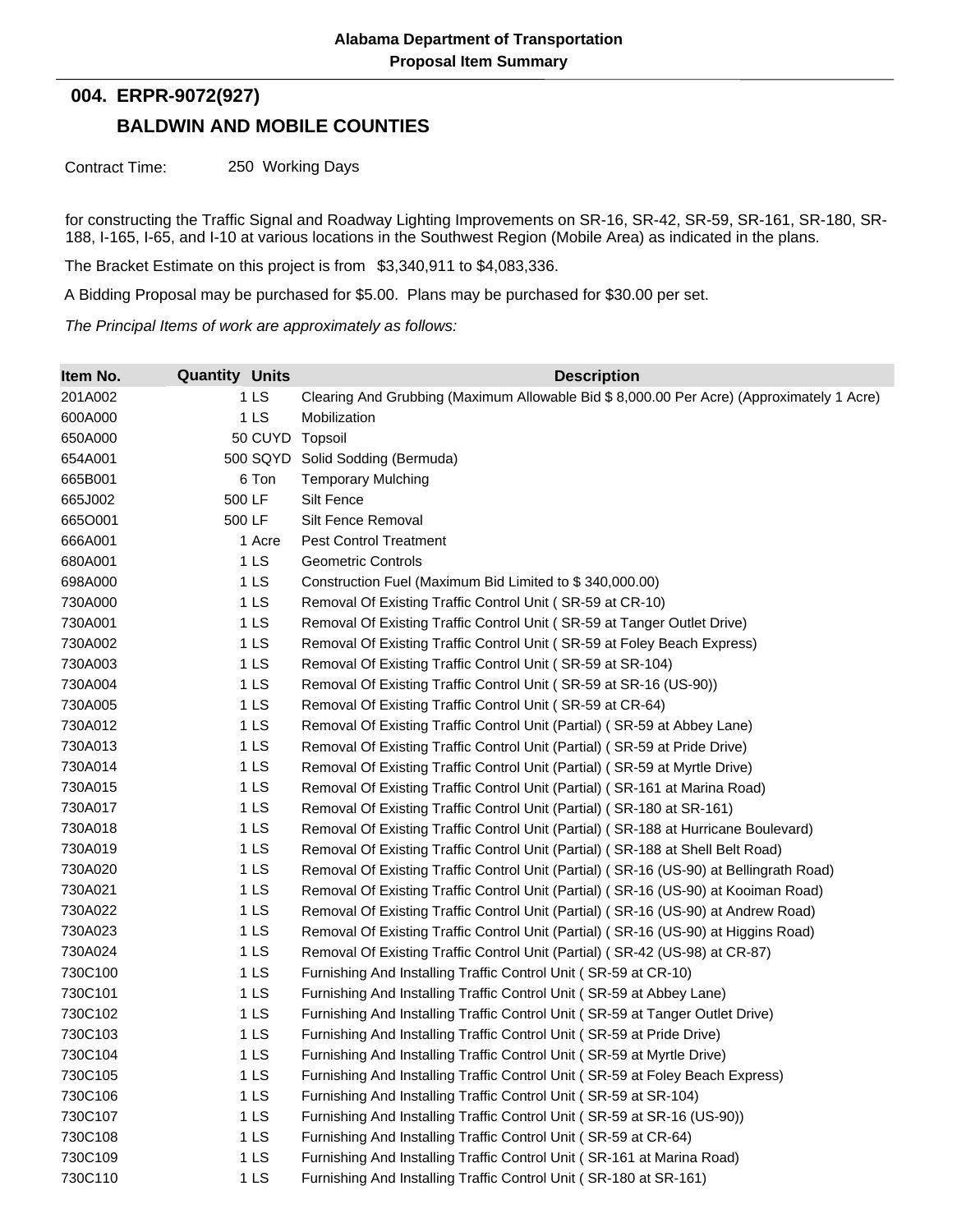**Alabama Department of Transportation**

**Proposal Item Summary**

## 004. ERPR-9072(927)

## BALDWIN AND MOBILE COUNTIES

Contract Time: 250 Working Days

for constructing the Traffic Signal and Roadway Lighting Improvements on SR-16, SR-42, SR-59, SR-161, SR-180, SR-188, I-165, I-65, and I-10 at various locations in the Southwest Region (Mobile Area) as indicated in the plans.

The Bracket Estimate on this project is from $3,340,911 to $4,083,336.

A Bidding Proposal may be purchased for $5.00. Plans may be purchased for $30.00 per set.

*The Principal Items of work are approximately as follows:*

| Item No. | Quantity | Units | Description |
|---|---|---|---|
| 201A002 | 1 | LS | Clearing And Grubbing (Maximum Allowable Bid $ 8,000.00 Per Acre) (Approximately 1 Acre) |
| 600A000 | 1 | LS | Mobilization |
| 650A000 | 50 | CUYD | Topsoil |
| 654A001 | 500 | SQYD | Solid Sodding (Bermuda) |
| 665B001 | 6 | Ton | Temporary Mulching |
| 665J002 | 500 | LF | Silt Fence |
| 665O001 | 500 | LF | Silt Fence Removal |
| 666A001 | 1 | Acre | Pest Control Treatment |
| 680A001 | 1 | LS | Geometric Controls |
| 698A000 | 1 | LS | Construction Fuel (Maximum Bid Limited to $ 340,000.00) |
| 730A000 | 1 | LS | Removal Of Existing Traffic Control Unit ( SR-59 at CR-10) |
| 730A001 | 1 | LS | Removal Of Existing Traffic Control Unit ( SR-59 at Tanger Outlet Drive) |
| 730A002 | 1 | LS | Removal Of Existing Traffic Control Unit ( SR-59 at Foley Beach Express) |
| 730A003 | 1 | LS | Removal Of Existing Traffic Control Unit ( SR-59 at SR-104) |
| 730A004 | 1 | LS | Removal Of Existing Traffic Control Unit ( SR-59 at SR-16 (US-90)) |
| 730A005 | 1 | LS | Removal Of Existing Traffic Control Unit ( SR-59 at CR-64) |
| 730A012 | 1 | LS | Removal Of Existing Traffic Control Unit (Partial) ( SR-59 at Abbey Lane) |
| 730A013 | 1 | LS | Removal Of Existing Traffic Control Unit (Partial) ( SR-59 at Pride Drive) |
| 730A014 | 1 | LS | Removal Of Existing Traffic Control Unit (Partial) ( SR-59 at Myrtle Drive) |
| 730A015 | 1 | LS | Removal Of Existing Traffic Control Unit (Partial) ( SR-161 at Marina Road) |
| 730A017 | 1 | LS | Removal Of Existing Traffic Control Unit (Partial) ( SR-180 at SR-161) |
| 730A018 | 1 | LS | Removal Of Existing Traffic Control Unit (Partial) ( SR-188 at Hurricane Boulevard) |
| 730A019 | 1 | LS | Removal Of Existing Traffic Control Unit (Partial) ( SR-188 at Shell Belt Road) |
| 730A020 | 1 | LS | Removal Of Existing Traffic Control Unit (Partial) ( SR-16 (US-90) at Bellingrath Road) |
| 730A021 | 1 | LS | Removal Of Existing Traffic Control Unit (Partial) ( SR-16 (US-90) at Kooiman Road) |
| 730A022 | 1 | LS | Removal Of Existing Traffic Control Unit (Partial) ( SR-16 (US-90) at Andrew Road) |
| 730A023 | 1 | LS | Removal Of Existing Traffic Control Unit (Partial) ( SR-16 (US-90) at Higgins Road) |
| 730A024 | 1 | LS | Removal Of Existing Traffic Control Unit (Partial) ( SR-42 (US-98) at CR-87) |
| 730C100 | 1 | LS | Furnishing And Installing Traffic Control Unit ( SR-59 at CR-10) |
| 730C101 | 1 | LS | Furnishing And Installing Traffic Control Unit ( SR-59 at Abbey Lane) |
| 730C102 | 1 | LS | Furnishing And Installing Traffic Control Unit ( SR-59 at Tanger Outlet Drive) |
| 730C103 | 1 | LS | Furnishing And Installing Traffic Control Unit ( SR-59 at Pride Drive) |
| 730C104 | 1 | LS | Furnishing And Installing Traffic Control Unit ( SR-59 at Myrtle Drive) |
| 730C105 | 1 | LS | Furnishing And Installing Traffic Control Unit ( SR-59 at Foley Beach Express) |
| 730C106 | 1 | LS | Furnishing And Installing Traffic Control Unit ( SR-59 at SR-104) |
| 730C107 | 1 | LS | Furnishing And Installing Traffic Control Unit ( SR-59 at SR-16 (US-90)) |
| 730C108 | 1 | LS | Furnishing And Installing Traffic Control Unit ( SR-59 at CR-64) |
| 730C109 | 1 | LS | Furnishing And Installing Traffic Control Unit ( SR-161 at Marina Road) |
| 730C110 | 1 | LS | Furnishing And Installing Traffic Control Unit ( SR-180 at SR-161) |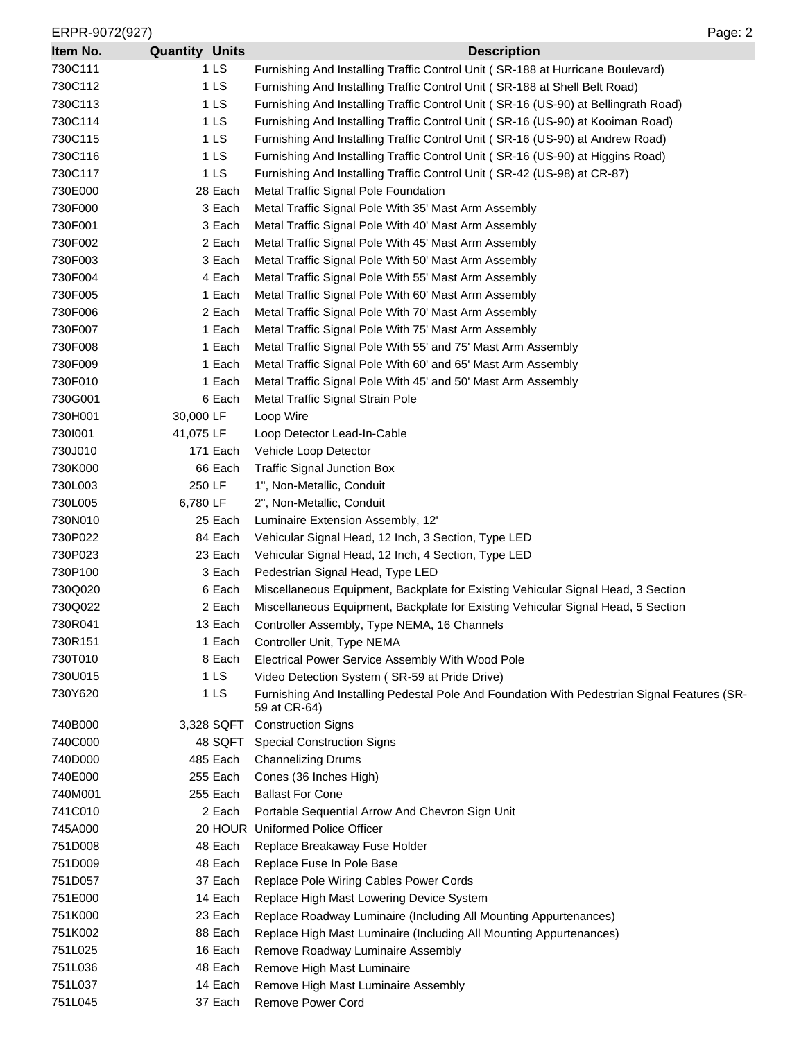| Item No. | Quantity | Units | Description |
|---|---|---|---|
| 730C111 | 1 | LS | Furnishing And Installing Traffic Control Unit ( SR-188 at Hurricane Boulevard) |
| 730C112 | 1 | LS | Furnishing And Installing Traffic Control Unit ( SR-188 at Shell Belt Road) |
| 730C113 | 1 | LS | Furnishing And Installing Traffic Control Unit ( SR-16 (US-90) at Bellingrath Road) |
| 730C114 | 1 | LS | Furnishing And Installing Traffic Control Unit ( SR-16 (US-90) at Kooiman Road) |
| 730C115 | 1 | LS | Furnishing And Installing Traffic Control Unit ( SR-16 (US-90) at Andrew Road) |
| 730C116 | 1 | LS | Furnishing And Installing Traffic Control Unit ( SR-16 (US-90) at Higgins Road) |
| 730C117 | 1 | LS | Furnishing And Installing Traffic Control Unit ( SR-42 (US-98) at CR-87) |
| 730E000 | 28 | Each | Metal Traffic Signal Pole Foundation |
| 730F000 | 3 | Each | Metal Traffic Signal Pole With 35' Mast Arm Assembly |
| 730F001 | 3 | Each | Metal Traffic Signal Pole With 40' Mast Arm Assembly |
| 730F002 | 2 | Each | Metal Traffic Signal Pole With 45' Mast Arm Assembly |
| 730F003 | 3 | Each | Metal Traffic Signal Pole With 50' Mast Arm Assembly |
| 730F004 | 4 | Each | Metal Traffic Signal Pole With 55' Mast Arm Assembly |
| 730F005 | 1 | Each | Metal Traffic Signal Pole With 60' Mast Arm Assembly |
| 730F006 | 2 | Each | Metal Traffic Signal Pole With 70' Mast Arm Assembly |
| 730F007 | 1 | Each | Metal Traffic Signal Pole With 75' Mast Arm Assembly |
| 730F008 | 1 | Each | Metal Traffic Signal Pole With 55' and 75' Mast Arm Assembly |
| 730F009 | 1 | Each | Metal Traffic Signal Pole With 60' and 65' Mast Arm Assembly |
| 730F010 | 1 | Each | Metal Traffic Signal Pole With 45' and 50' Mast Arm Assembly |
| 730G001 | 6 | Each | Metal Traffic Signal Strain Pole |
| 730H001 | 30,000 | LF | Loop Wire |
| 730I001 | 41,075 | LF | Loop Detector Lead-In-Cable |
| 730J010 | 171 | Each | Vehicle Loop Detector |
| 730K000 | 66 | Each | Traffic Signal Junction Box |
| 730L003 | 250 | LF | 1", Non-Metallic, Conduit |
| 730L005 | 6,780 | LF | 2", Non-Metallic, Conduit |
| 730N010 | 25 | Each | Luminaire Extension Assembly, 12' |
| 730P022 | 84 | Each | Vehicular Signal Head, 12 Inch, 3 Section, Type LED |
| 730P023 | 23 | Each | Vehicular Signal Head, 12 Inch, 4 Section, Type LED |
| 730P100 | 3 | Each | Pedestrian Signal Head, Type LED |
| 730Q020 | 6 | Each | Miscellaneous Equipment, Backplate for Existing Vehicular Signal Head, 3 Section |
| 730Q022 | 2 | Each | Miscellaneous Equipment, Backplate for Existing Vehicular Signal Head, 5 Section |
| 730R041 | 13 | Each | Controller Assembly, Type NEMA, 16 Channels |
| 730R151 | 1 | Each | Controller Unit, Type NEMA |
| 730T010 | 8 | Each | Electrical Power Service Assembly With Wood Pole |
| 730U015 | 1 | LS | Video Detection System ( SR-59 at Pride Drive) |
| 730Y620 | 1 | LS | Furnishing And Installing Pedestal Pole And Foundation With Pedestrian Signal Features (SR-59 at CR-64) |
| 740B000 | 3,328 | SQFT | Construction Signs |
| 740C000 | 48 | SQFT | Special Construction Signs |
| 740D000 | 485 | Each | Channelizing Drums |
| 740E000 | 255 | Each | Cones (36 Inches High) |
| 740M001 | 255 | Each | Ballast For Cone |
| 741C010 | 2 | Each | Portable Sequential Arrow And Chevron Sign Unit |
| 745A000 | 20 | HOUR | Uniformed Police Officer |
| 751D008 | 48 | Each | Replace Breakaway Fuse Holder |
| 751D009 | 48 | Each | Replace Fuse In Pole Base |
| 751D057 | 37 | Each | Replace Pole Wiring Cables Power Cords |
| 751E000 | 14 | Each | Replace High Mast Lowering Device System |
| 751K000 | 23 | Each | Replace Roadway Luminaire (Including All Mounting Appurtenances) |
| 751K002 | 88 | Each | Replace High Mast Luminaire (Including All Mounting Appurtenances) |
| 751L025 | 16 | Each | Remove Roadway Luminaire Assembly |
| 751L036 | 48 | Each | Remove High Mast Luminaire |
| 751L037 | 14 | Each | Remove High Mast Luminaire Assembly |
| 751L045 | 37 | Each | Remove Power Cord |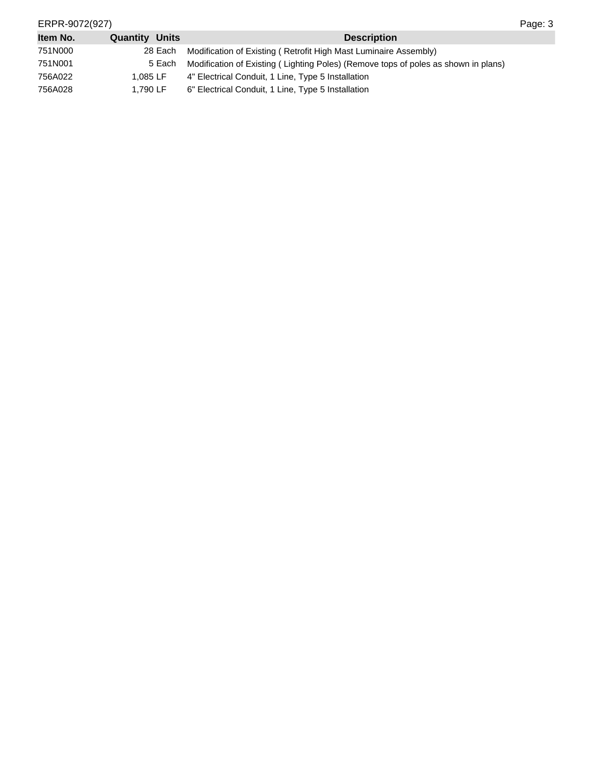| Item No. | Quantity | Units | Description |
|---|---|---|---|
| 751N000 | 28 | Each | Modification of Existing ( Retrofit High Mast Luminaire Assembly) |
| 751N001 | 5 | Each | Modification of Existing ( Lighting Poles) (Remove tops of poles as shown in plans) |
| 756A022 | 1,085 | LF | 4" Electrical Conduit, 1 Line, Type 5 Installation |
| 756A028 | 1,790 | LF | 6" Electrical Conduit, 1 Line, Type 5 Installation |